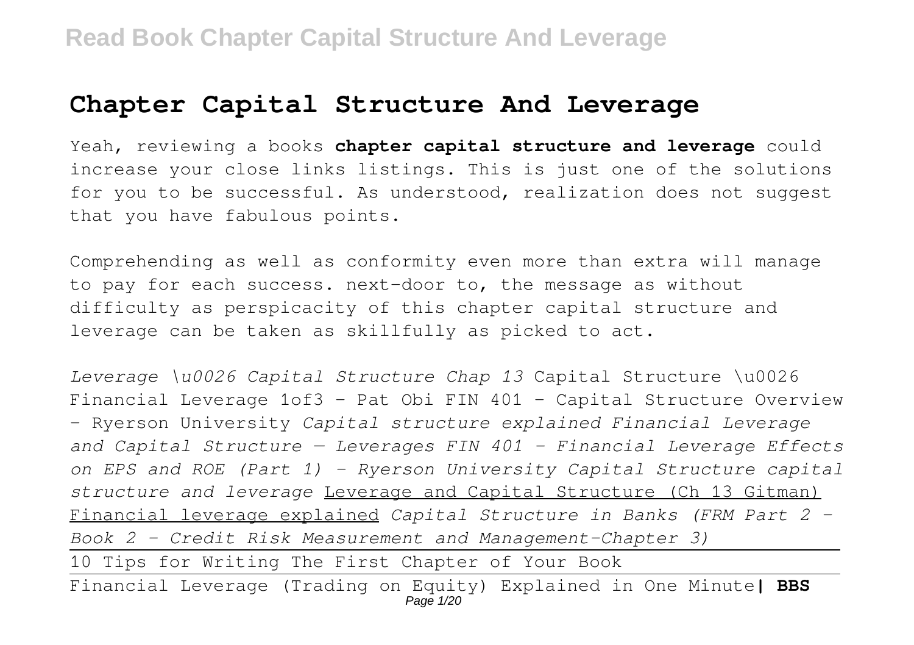# Chapter Capital Structure And Leverage

Yeah, reviewing a books **chapter capital structure and leverage** could increase your close links listings. This is just one of the solutions for you to be successful. As understood, realization does not suggest that you have fabulous points.

Comprehending as well as conformity even more than extra will manage to pay for each success. next-door to, the message as without difficulty as perspicacity of this chapter capital structure and leverage can be taken as skillfully as picked to act.

*Leverage \u0026 Capital Structure Chap 13* Capital Structure \u0026 Financial Leverage 1of3 - Pat Obi FIN 401 - Capital Structure Overview - Ryerson University *Capital structure explained Financial Leverage and Capital Structure — Leverages FIN 401 - Financial Leverage Effects on EPS and ROE (Part 1) - Ryerson University Capital Structure capital structure and leverage* Leverage and Capital Structure (Ch 13 Gitman) Financial leverage explained *Capital Structure in Banks (FRM Part 2 – Book 2 – Credit Risk Measurement and Management–Chapter 3)*

10 Tips for Writing The First Chapter of Your Book

Financial Leverage (Trading on Equity) Explained in One Minute**| BBS**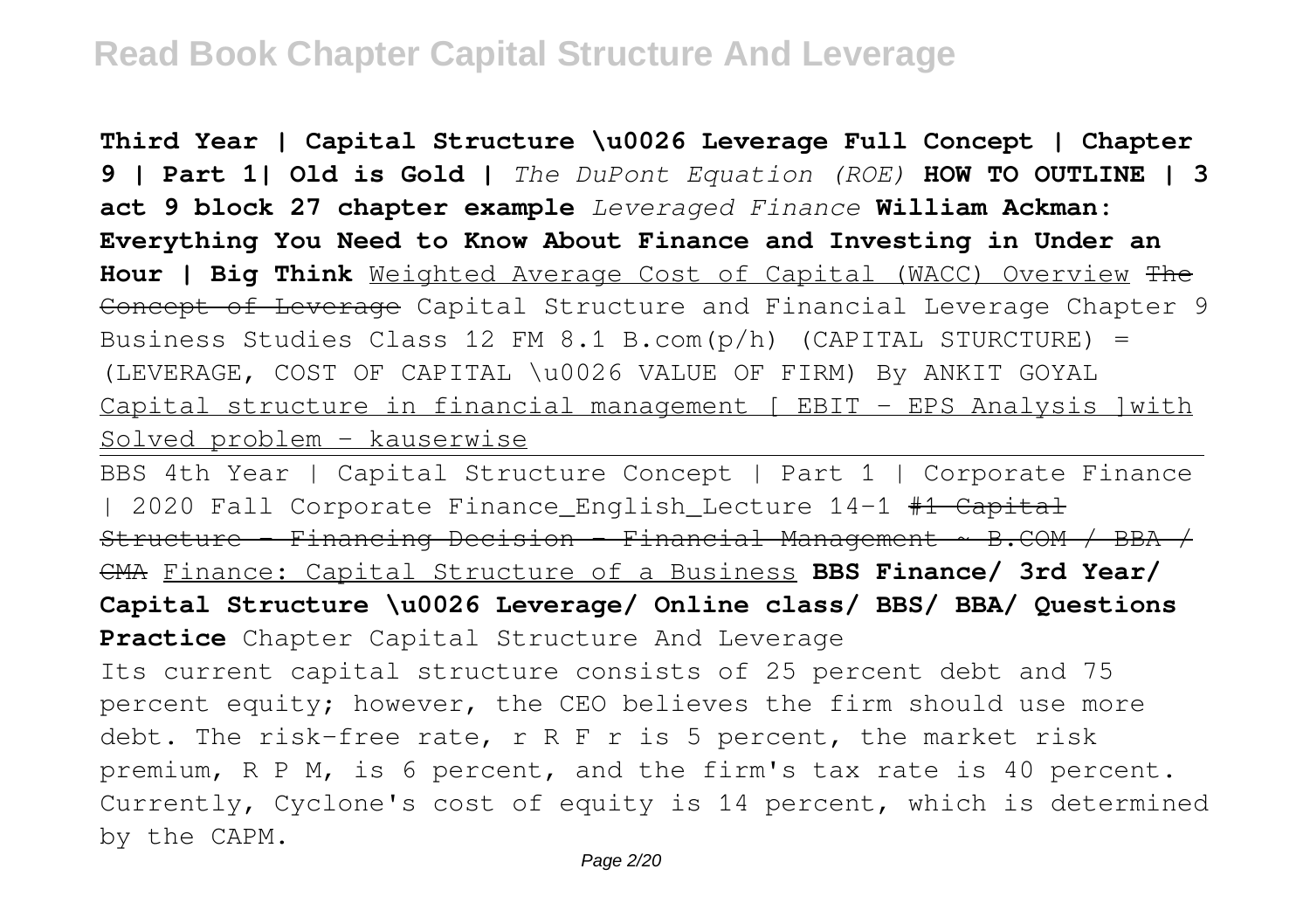**Third Year | Capital Structure \u0026 Leverage Full Concept | Chapter 9 | Part 1| Old is Gold |** *The DuPont Equation (ROE)* **HOW TO OUTLINE | 3 act 9 block 27 chapter example** *Leveraged Finance* **William Ackman: Everything You Need to Know About Finance and Investing in Under an Hour | Big Think** Weighted Average Cost of Capital (WACC) Overview ~~The Concept of Leverage~~ Capital Structure and Financial Leverage Chapter 9 Business Studies Class 12 FM 8.1 B.com(p/h) (CAPITAL STURCTURE) = (LEVERAGE, COST OF CAPITAL \u0026 VALUE OF FIRM) By ANKIT GOYAL Capital structure in financial management [ EBIT - EPS Analysis ]with Solved problem - kauserwise

BBS 4th Year | Capital Structure Concept | Part 1 | Corporate Finance | 2020 Fall Corporate Finance_English_Lecture 14-1 ~~#1 Capital Structure - Financing Decision - Financial Management ~ B.COM / BBA / CMA~~ Finance: Capital Structure of a Business **BBS Finance/ 3rd Year/ Capital Structure \u0026 Leverage/ Online class/ BBS/ BBA/ Questions Practice** Chapter Capital Structure And Leverage

Its current capital structure consists of 25 percent debt and 75 percent equity; however, the CEO believes the firm should use more debt. The risk-free rate, r R F r is 5 percent, the market risk premium, R P M, is 6 percent, and the firm's tax rate is 40 percent. Currently, Cyclone's cost of equity is 14 percent, which is determined by the CAPM.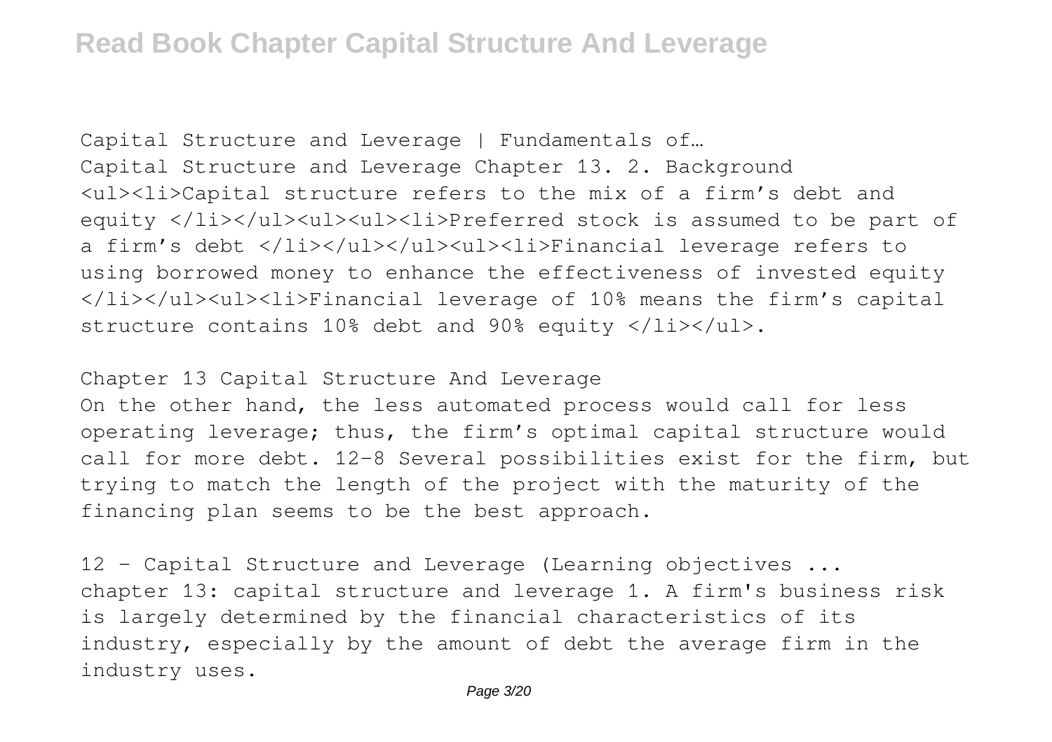Capital Structure and Leverage | Fundamentals of…

Capital Structure and Leverage Chapter 13. 2. Background <ul><li>Capital structure refers to the mix of a firm's debt and equity </li></ul><ul><ul><li>Preferred stock is assumed to be part of a firm's debt </li></ul></ul><ul><li>Financial leverage refers to using borrowed money to enhance the effectiveness of invested equity </li></ul><ul><li>Financial leverage of 10% means the firm's capital structure contains 10% debt and 90% equity </li></ul>.

Chapter 13 Capital Structure And Leverage

On the other hand, the less automated process would call for less operating leverage; thus, the firm's optimal capital structure would call for more debt. 12-8 Several possibilities exist for the firm, but trying to match the length of the project with the maturity of the financing plan seems to be the best approach.

12 - Capital Structure and Leverage (Learning objectives ...

chapter 13: capital structure and leverage 1. A firm's business risk is largely determined by the financial characteristics of its industry, especially by the amount of debt the average firm in the industry uses.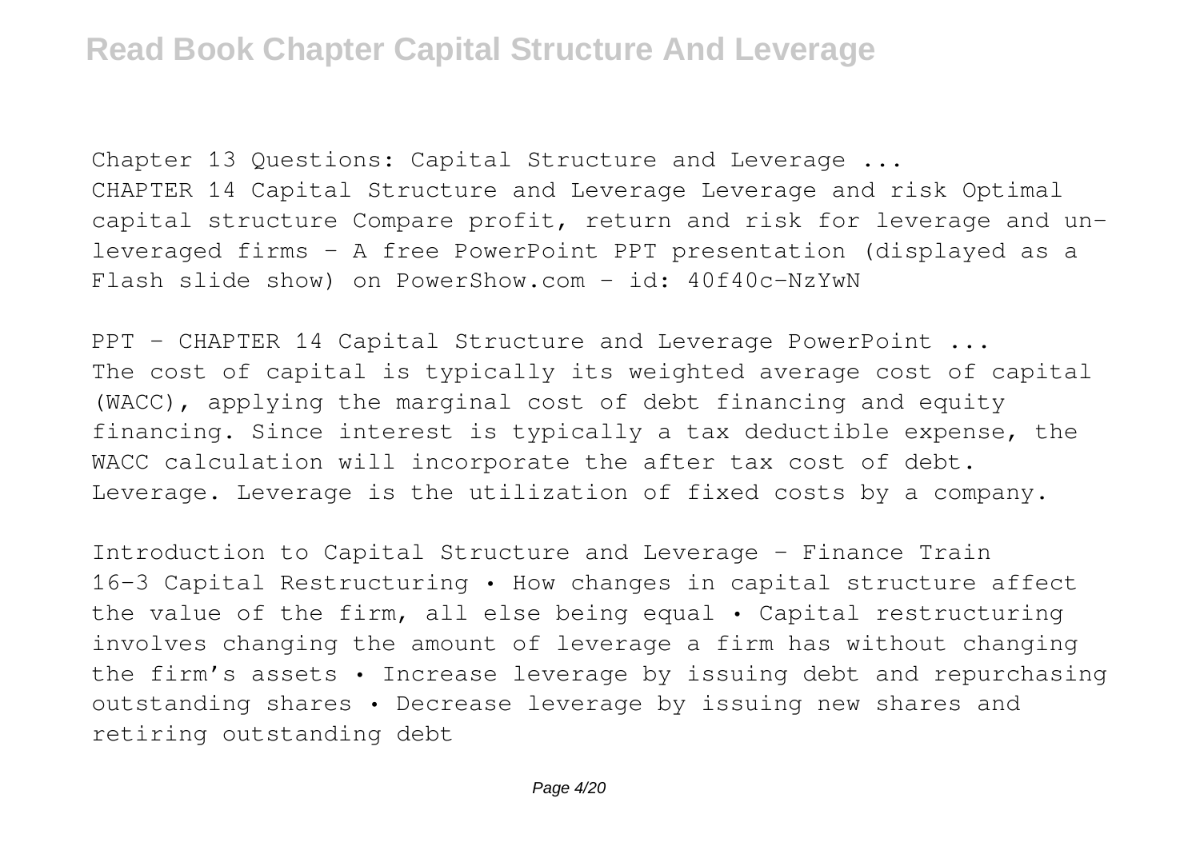Chapter 13 Questions: Capital Structure and Leverage ...
CHAPTER 14 Capital Structure and Leverage Leverage and risk Optimal capital structure Compare profit, return and risk for leverage and un-leveraged firms – A free PowerPoint PPT presentation (displayed as a Flash slide show) on PowerShow.com - id: 40f40c-NzYwN

PPT – CHAPTER 14 Capital Structure and Leverage PowerPoint ...
The cost of capital is typically its weighted average cost of capital (WACC), applying the marginal cost of debt financing and equity financing. Since interest is typically a tax deductible expense, the WACC calculation will incorporate the after tax cost of debt. Leverage. Leverage is the utilization of fixed costs by a company.

Introduction to Capital Structure and Leverage - Finance Train
16-3 Capital Restructuring • How changes in capital structure affect the value of the firm, all else being equal • Capital restructuring involves changing the amount of leverage a firm has without changing the firm's assets • Increase leverage by issuing debt and repurchasing outstanding shares • Decrease leverage by issuing new shares and retiring outstanding debt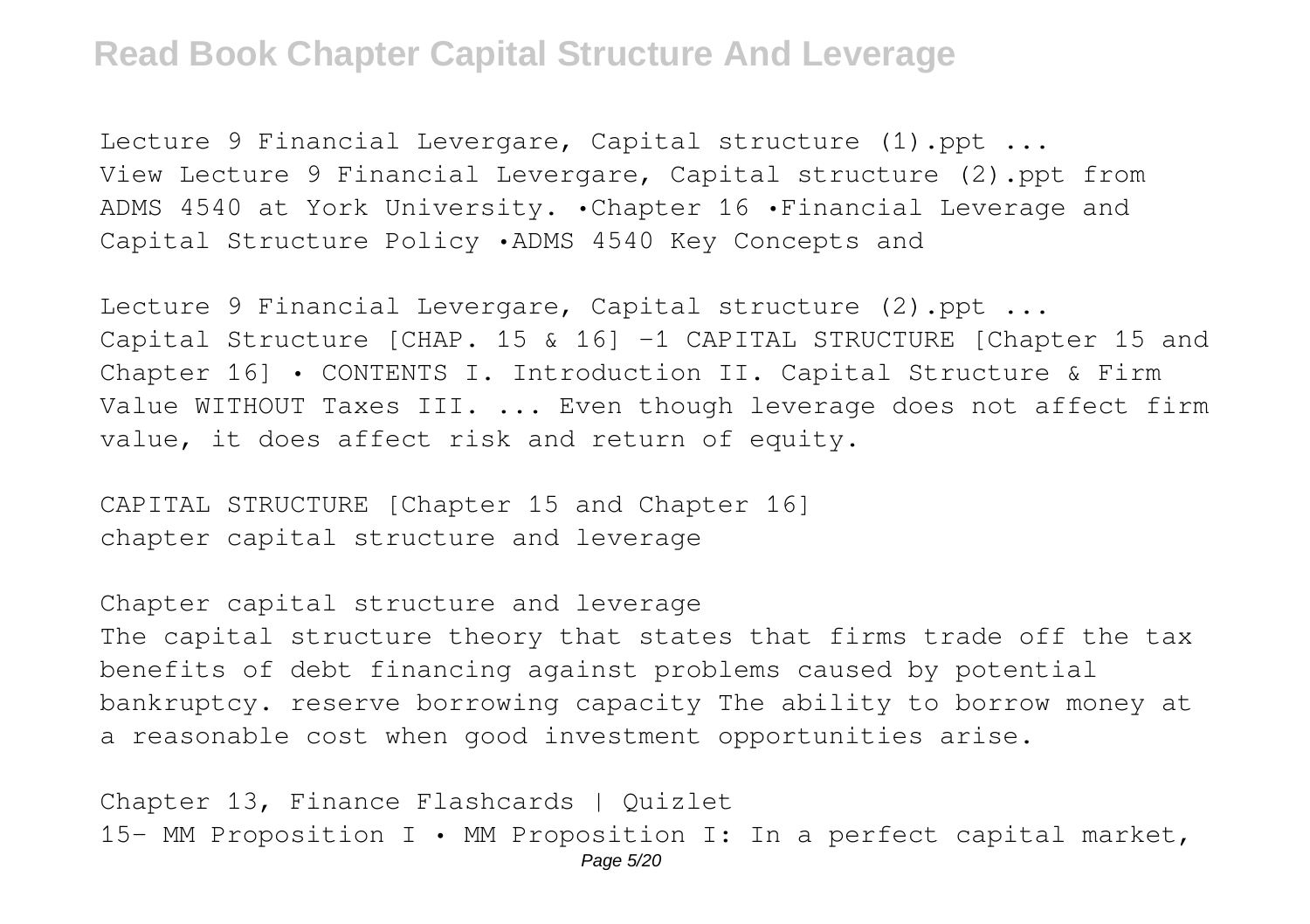Lecture 9 Financial Levergare, Capital structure (1).ppt ...
View Lecture 9 Financial Levergare, Capital structure (2).ppt from ADMS 4540 at York University. •Chapter 16 •Financial Leverage and Capital Structure Policy •ADMS 4540 Key Concepts and

Lecture 9 Financial Levergare, Capital structure (2).ppt ...
Capital Structure [CHAP. 15 & 16] -1 CAPITAL STRUCTURE [Chapter 15 and Chapter 16] • CONTENTS I. Introduction II. Capital Structure & Firm Value WITHOUT Taxes III. ... Even though leverage does not affect firm value, it does affect risk and return of equity.

CAPITAL STRUCTURE [Chapter 15 and Chapter 16]
chapter capital structure and leverage

Chapter capital structure and leverage
The capital structure theory that states that firms trade off the tax benefits of debt financing against problems caused by potential bankruptcy. reserve borrowing capacity The ability to borrow money at a reasonable cost when good investment opportunities arise.

Chapter 13, Finance Flashcards | Quizlet
15- MM Proposition I • MM Proposition I: In a perfect capital market,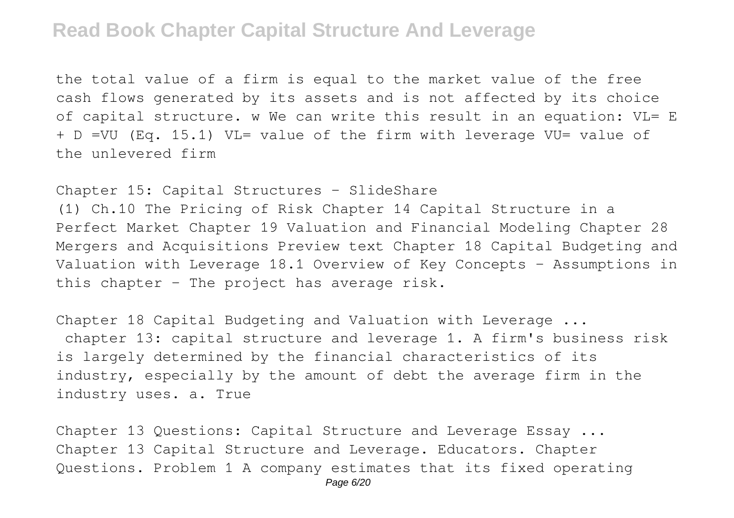the total value of a firm is equal to the market value of the free cash flows generated by its assets and is not affected by its choice of capital structure. w We can write this result in an equation: $V_L = E + D = V_U$ (Eq. 15.1) $V_L$= value of the firm with leverage $V_U$= value of the unlevered firm

Chapter 15: Capital Structures - SlideShare

(1) Ch.10 The Pricing of Risk Chapter 14 Capital Structure in a Perfect Market Chapter 19 Valuation and Financial Modeling Chapter 28 Mergers and Acquisitions Preview text Chapter 18 Capital Budgeting and Valuation with Leverage 18.1 Overview of Key Concepts - Assumptions in this chapter - The project has average risk.

Chapter 18 Capital Budgeting and Valuation with Leverage ...

chapter 13: capital structure and leverage 1. A firm's business risk is largely determined by the financial characteristics of its industry, especially by the amount of debt the average firm in the industry uses. a. True

Chapter 13 Questions: Capital Structure and Leverage Essay ...

Chapter 13 Capital Structure and Leverage. Educators. Chapter Questions. Problem 1 A company estimates that its fixed operating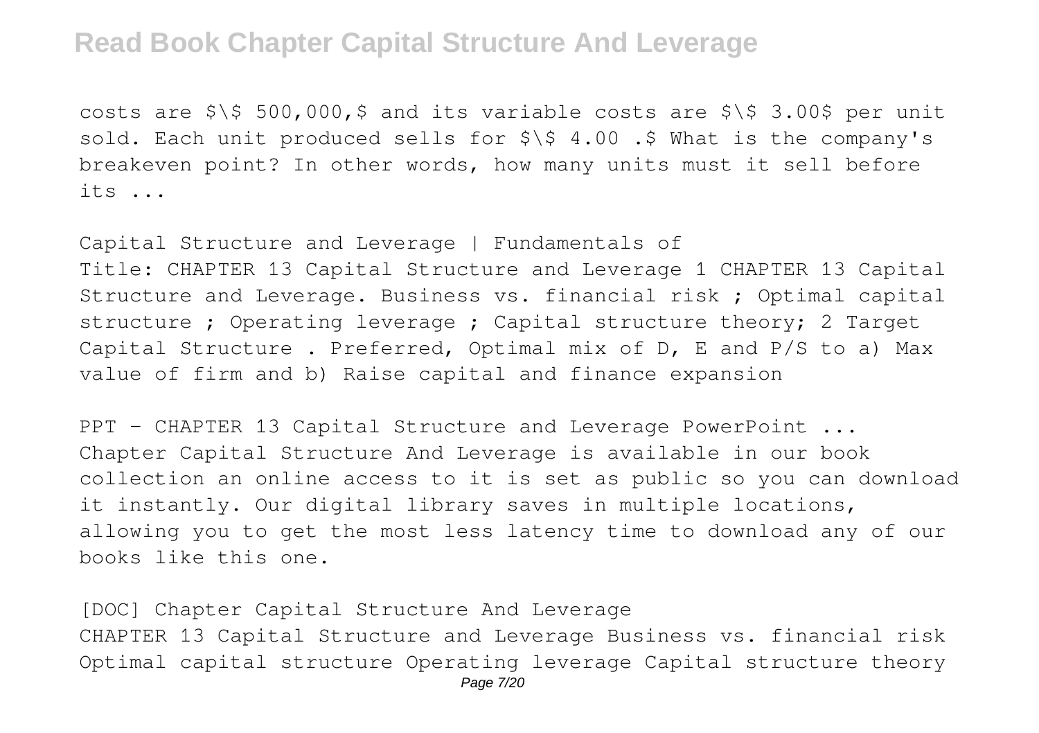costs are $500,000, and its variable costs are $3.00 per unit sold. Each unit produced sells for $4.00. What is the company's breakeven point? In other words, how many units must it sell before its ...

Capital Structure and Leverage | Fundamentals of
Title: CHAPTER 13 Capital Structure and Leverage 1 CHAPTER 13 Capital Structure and Leverage. Business vs. financial risk ; Optimal capital structure ; Operating leverage ; Capital structure theory; 2 Target Capital Structure . Preferred, Optimal mix of D, E and P/S to a) Max value of firm and b) Raise capital and finance expansion

PPT – CHAPTER 13 Capital Structure and Leverage PowerPoint ...
Chapter Capital Structure And Leverage is available in our book collection an online access to it is set as public so you can download it instantly. Our digital library saves in multiple locations, allowing you to get the most less latency time to download any of our books like this one.

[DOC] Chapter Capital Structure And Leverage
CHAPTER 13 Capital Structure and Leverage Business vs. financial risk Optimal capital structure Operating leverage Capital structure theory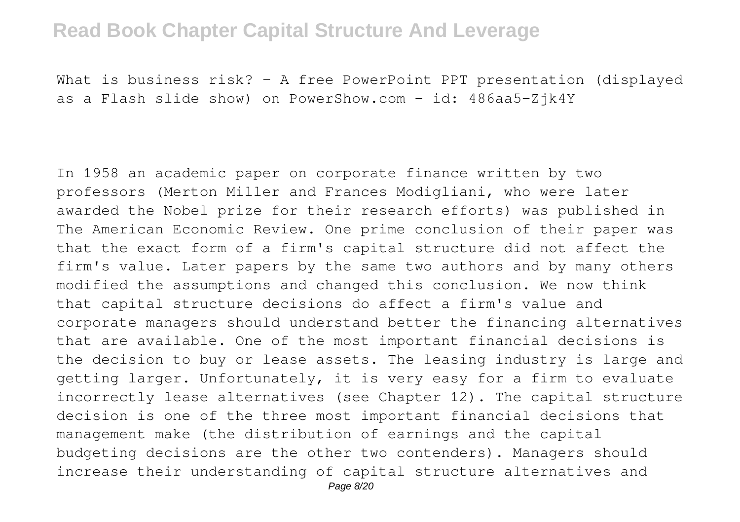What is business risk? - A free PowerPoint PPT presentation (displayed as a Flash slide show) on PowerShow.com - id: 486aa5-Zjk4Y

In 1958 an academic paper on corporate finance written by two professors (Merton Miller and Frances Modigliani, who were later awarded the Nobel prize for their research efforts) was published in The American Economic Review. One prime conclusion of their paper was that the exact form of a firm's capital structure did not affect the firm's value. Later papers by the same two authors and by many others modified the assumptions and changed this conclusion. We now think that capital structure decisions do affect a firm's value and corporate managers should understand better the financing alternatives that are available. One of the most important financial decisions is the decision to buy or lease assets. The leasing industry is large and getting larger. Unfortunately, it is very easy for a firm to evaluate incorrectly lease alternatives (see Chapter 12). The capital structure decision is one of the three most important financial decisions that management make (the distribution of earnings and the capital budgeting decisions are the other two contenders). Managers should increase their understanding of capital structure alternatives and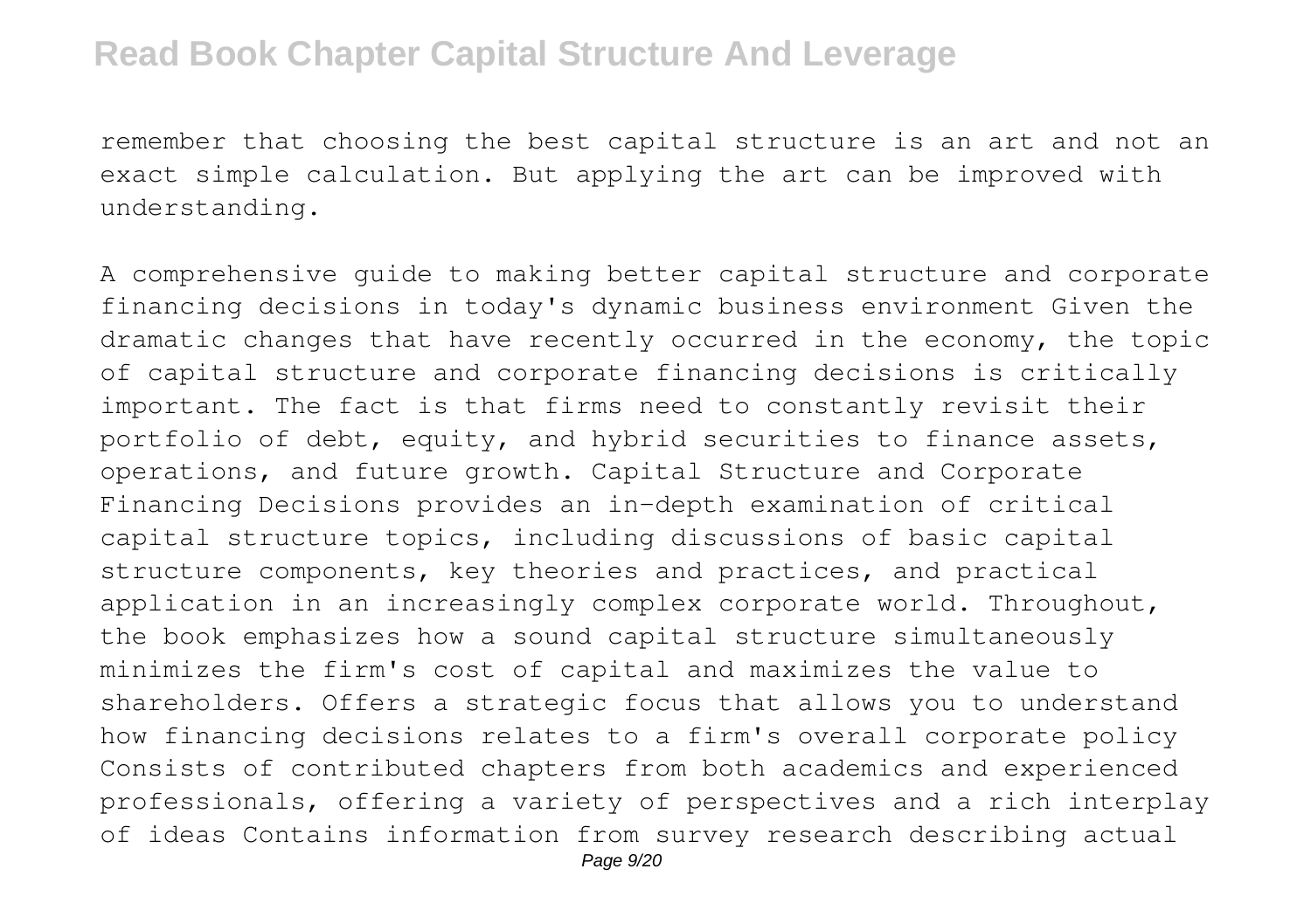remember that choosing the best capital structure is an art and not an exact simple calculation. But applying the art can be improved with understanding.

A comprehensive guide to making better capital structure and corporate financing decisions in today's dynamic business environment Given the dramatic changes that have recently occurred in the economy, the topic of capital structure and corporate financing decisions is critically important. The fact is that firms need to constantly revisit their portfolio of debt, equity, and hybrid securities to finance assets, operations, and future growth. Capital Structure and Corporate Financing Decisions provides an in-depth examination of critical capital structure topics, including discussions of basic capital structure components, key theories and practices, and practical application in an increasingly complex corporate world. Throughout, the book emphasizes how a sound capital structure simultaneously minimizes the firm's cost of capital and maximizes the value to shareholders. Offers a strategic focus that allows you to understand how financing decisions relates to a firm's overall corporate policy Consists of contributed chapters from both academics and experienced professionals, offering a variety of perspectives and a rich interplay of ideas Contains information from survey research describing actual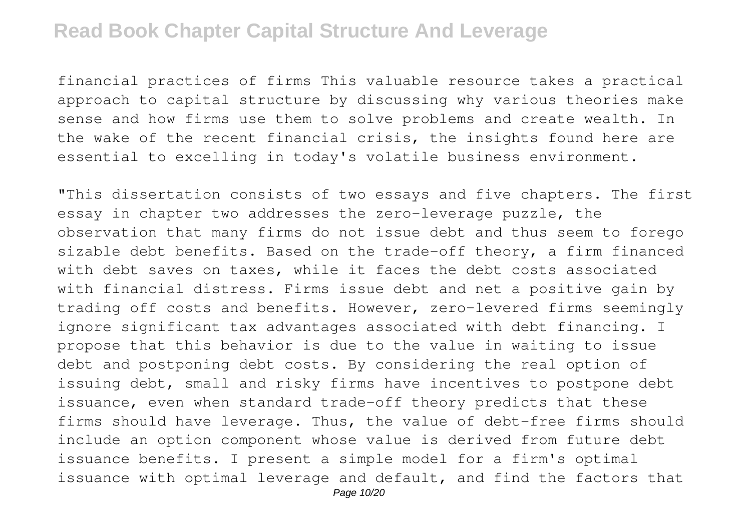financial practices of firms This valuable resource takes a practical approach to capital structure by discussing why various theories make sense and how firms use them to solve problems and create wealth. In the wake of the recent financial crisis, the insights found here are essential to excelling in today's volatile business environment.

"This dissertation consists of two essays and five chapters. The first essay in chapter two addresses the zero-leverage puzzle, the observation that many firms do not issue debt and thus seem to forego sizable debt benefits. Based on the trade-off theory, a firm financed with debt saves on taxes, while it faces the debt costs associated with financial distress. Firms issue debt and net a positive gain by trading off costs and benefits. However, zero-levered firms seemingly ignore significant tax advantages associated with debt financing. I propose that this behavior is due to the value in waiting to issue debt and postponing debt costs. By considering the real option of issuing debt, small and risky firms have incentives to postpone debt issuance, even when standard trade-off theory predicts that these firms should have leverage. Thus, the value of debt-free firms should include an option component whose value is derived from future debt issuance benefits. I present a simple model for a firm's optimal issuance with optimal leverage and default, and find the factors that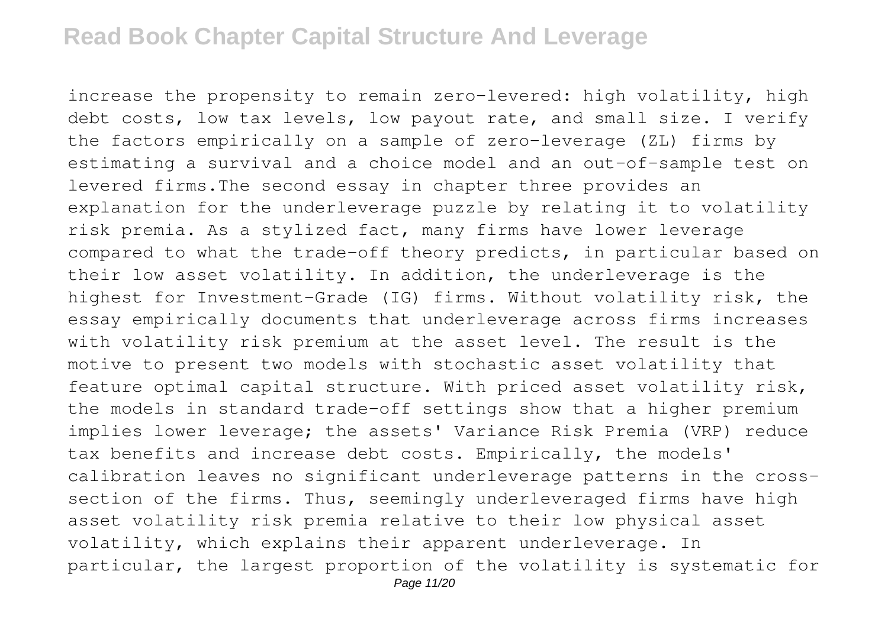increase the propensity to remain zero-levered: high volatility, high debt costs, low tax levels, low payout rate, and small size. I verify the factors empirically on a sample of zero-leverage (ZL) firms by estimating a survival and a choice model and an out-of-sample test on levered firms.The second essay in chapter three provides an explanation for the underleverage puzzle by relating it to volatility risk premia. As a stylized fact, many firms have lower leverage compared to what the trade-off theory predicts, in particular based on their low asset volatility. In addition, the underleverage is the highest for Investment-Grade (IG) firms. Without volatility risk, the essay empirically documents that underleverage across firms increases with volatility risk premium at the asset level. The result is the motive to present two models with stochastic asset volatility that feature optimal capital structure. With priced asset volatility risk, the models in standard trade-off settings show that a higher premium implies lower leverage; the assets' Variance Risk Premia (VRP) reduce tax benefits and increase debt costs. Empirically, the models' calibration leaves no significant underleverage patterns in the cross-section of the firms. Thus, seemingly underleveraged firms have high asset volatility risk premia relative to their low physical asset volatility, which explains their apparent underleverage. In particular, the largest proportion of the volatility is systematic for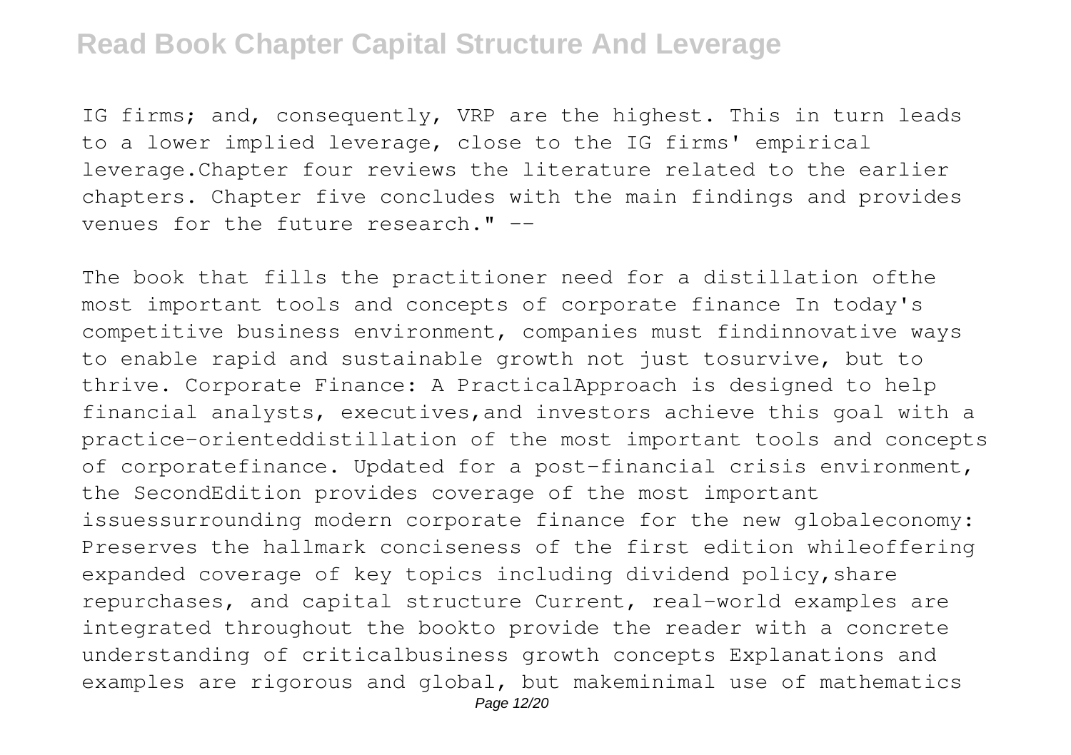IG firms; and, consequently, VRP are the highest. This in turn leads to a lower implied leverage, close to the IG firms' empirical leverage.Chapter four reviews the literature related to the earlier chapters. Chapter five concludes with the main findings and provides venues for the future research." --

The book that fills the practitioner need for a distillation ofthe most important tools and concepts of corporate finance In today's competitive business environment, companies must findinnovative ways to enable rapid and sustainable growth not just tosurvive, but to thrive. Corporate Finance: A PracticalApproach is designed to help financial analysts, executives,and investors achieve this goal with a practice-orienteddistillation of the most important tools and concepts of corporatefinance. Updated for a post-financial crisis environment, the SecondEdition provides coverage of the most important issuessurrounding modern corporate finance for the new globaleconomy: Preserves the hallmark conciseness of the first edition whileoffering expanded coverage of key topics including dividend policy,share repurchases, and capital structure Current, real-world examples are integrated throughout the bookto provide the reader with a concrete understanding of criticalbusiness growth concepts Explanations and examples are rigorous and global, but makeminimal use of mathematics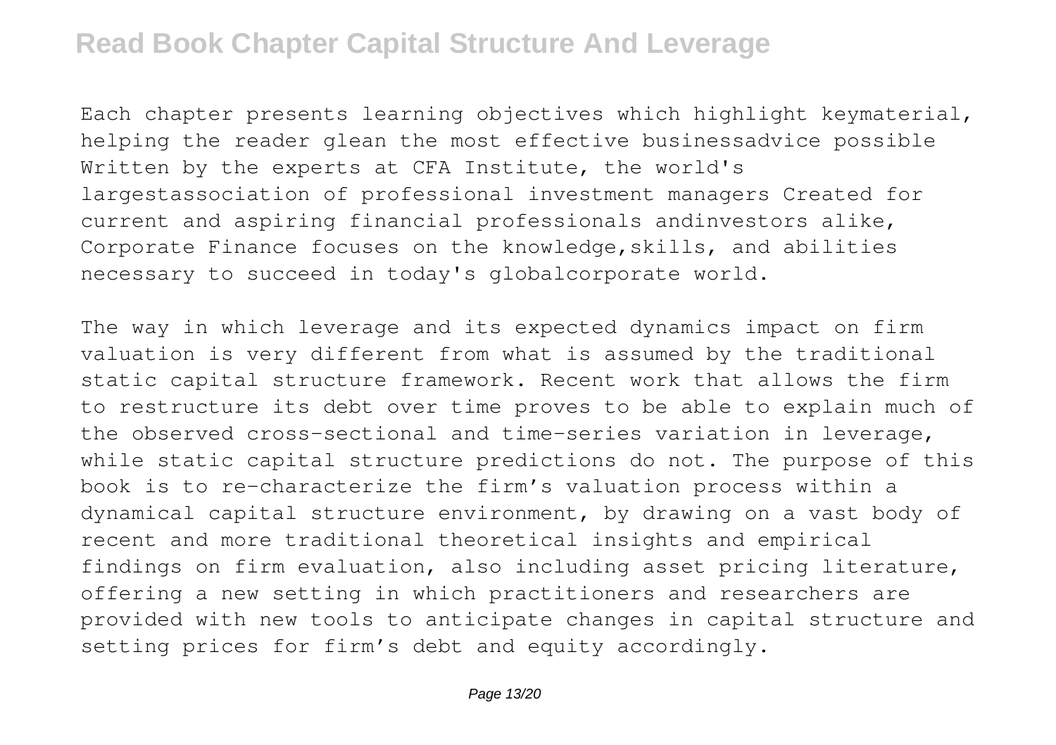Each chapter presents learning objectives which highlight keymaterial, helping the reader glean the most effective businessadvice possible Written by the experts at CFA Institute, the world's largestassociation of professional investment managers Created for current and aspiring financial professionals andinvestors alike, Corporate Finance focuses on the knowledge,skills, and abilities necessary to succeed in today's globalcorporate world.

The way in which leverage and its expected dynamics impact on firm valuation is very different from what is assumed by the traditional static capital structure framework. Recent work that allows the firm to restructure its debt over time proves to be able to explain much of the observed cross-sectional and time-series variation in leverage, while static capital structure predictions do not. The purpose of this book is to re-characterize the firm's valuation process within a dynamical capital structure environment, by drawing on a vast body of recent and more traditional theoretical insights and empirical findings on firm evaluation, also including asset pricing literature, offering a new setting in which practitioners and researchers are provided with new tools to anticipate changes in capital structure and setting prices for firm's debt and equity accordingly.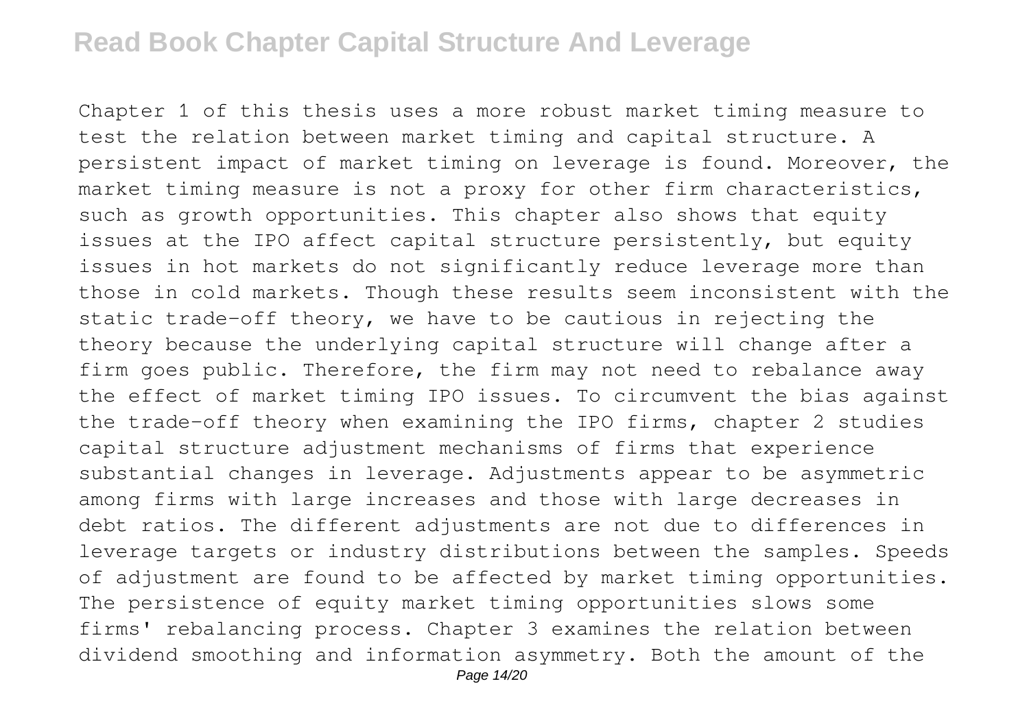Chapter 1 of this thesis uses a more robust market timing measure to test the relation between market timing and capital structure. A persistent impact of market timing on leverage is found. Moreover, the market timing measure is not a proxy for other firm characteristics, such as growth opportunities. This chapter also shows that equity issues at the IPO affect capital structure persistently, but equity issues in hot markets do not significantly reduce leverage more than those in cold markets. Though these results seem inconsistent with the static trade-off theory, we have to be cautious in rejecting the theory because the underlying capital structure will change after a firm goes public. Therefore, the firm may not need to rebalance away the effect of market timing IPO issues. To circumvent the bias against the trade-off theory when examining the IPO firms, chapter 2 studies capital structure adjustment mechanisms of firms that experience substantial changes in leverage. Adjustments appear to be asymmetric among firms with large increases and those with large decreases in debt ratios. The different adjustments are not due to differences in leverage targets or industry distributions between the samples. Speeds of adjustment are found to be affected by market timing opportunities. The persistence of equity market timing opportunities slows some firms' rebalancing process. Chapter 3 examines the relation between dividend smoothing and information asymmetry. Both the amount of the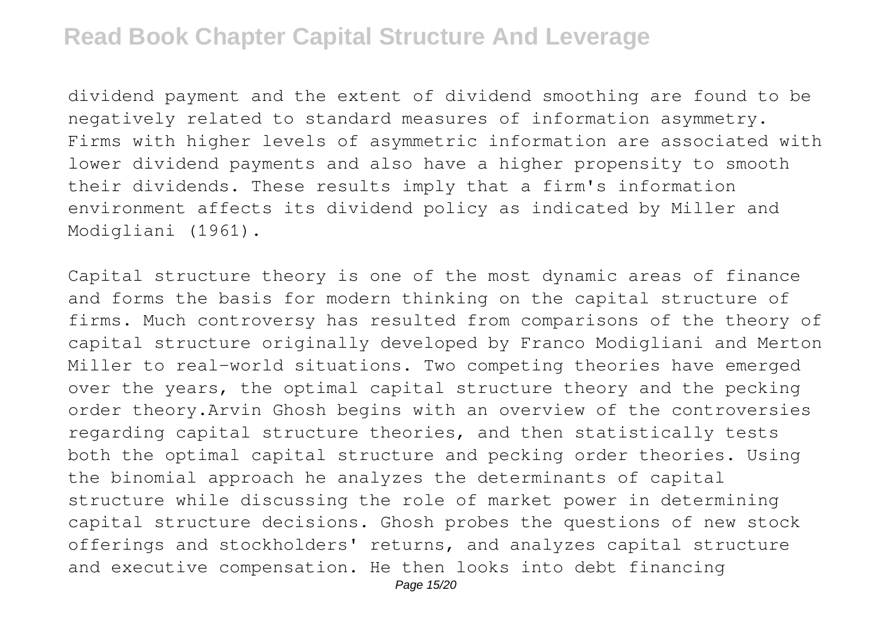dividend payment and the extent of dividend smoothing are found to be negatively related to standard measures of information asymmetry. Firms with higher levels of asymmetric information are associated with lower dividend payments and also have a higher propensity to smooth their dividends. These results imply that a firm's information environment affects its dividend policy as indicated by Miller and Modigliani (1961).

Capital structure theory is one of the most dynamic areas of finance and forms the basis for modern thinking on the capital structure of firms. Much controversy has resulted from comparisons of the theory of capital structure originally developed by Franco Modigliani and Merton Miller to real-world situations. Two competing theories have emerged over the years, the optimal capital structure theory and the pecking order theory.Arvin Ghosh begins with an overview of the controversies regarding capital structure theories, and then statistically tests both the optimal capital structure and pecking order theories. Using the binomial approach he analyzes the determinants of capital structure while discussing the role of market power in determining capital structure decisions. Ghosh probes the questions of new stock offerings and stockholders' returns, and analyzes capital structure and executive compensation. He then looks into debt financing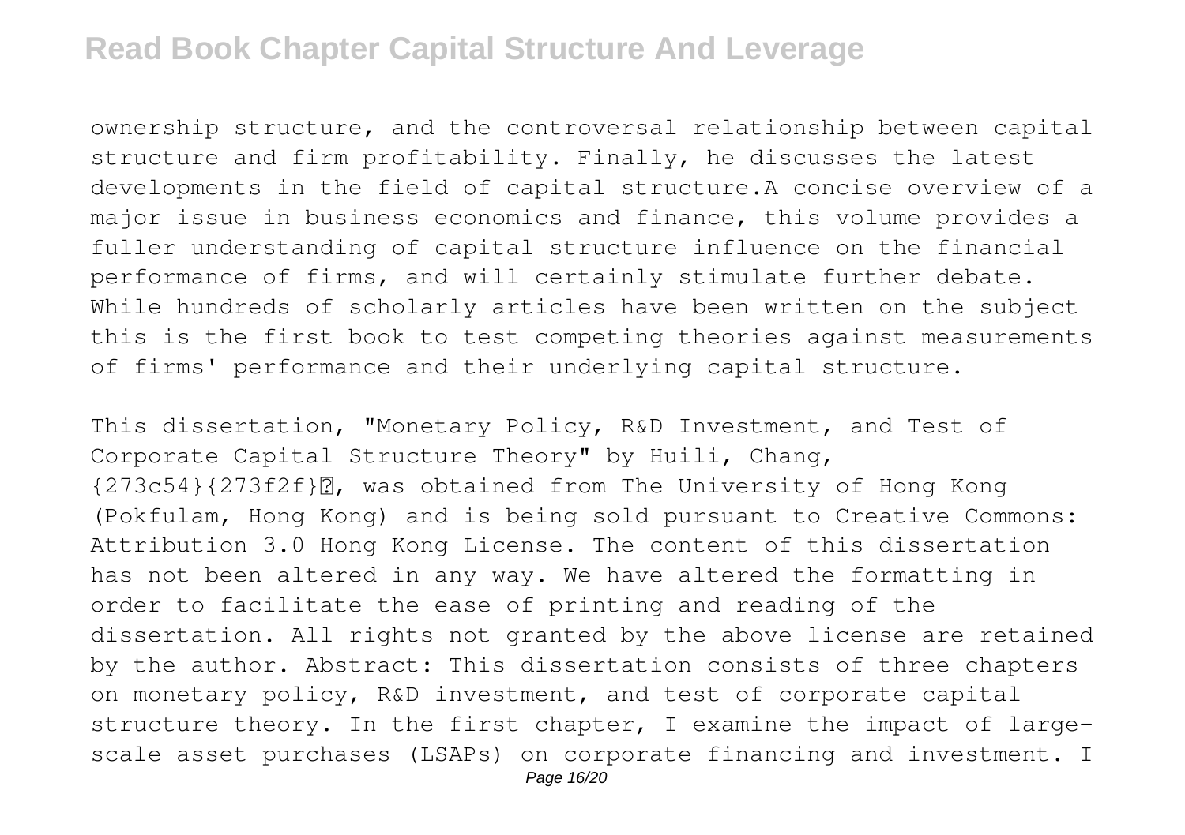ownership structure, and the controversal relationship between capital structure and firm profitability. Finally, he discusses the latest developments in the field of capital structure.A concise overview of a major issue in business economics and finance, this volume provides a fuller understanding of capital structure influence on the financial performance of firms, and will certainly stimulate further debate. While hundreds of scholarly articles have been written on the subject this is the first book to test competing theories against measurements of firms' performance and their underlying capital structure.

This dissertation, "Monetary Policy, R&D Investment, and Test of Corporate Capital Structure Theory" by Huili, Chang, {273c54}{273f2f}?, was obtained from The University of Hong Kong (Pokfulam, Hong Kong) and is being sold pursuant to Creative Commons: Attribution 3.0 Hong Kong License. The content of this dissertation has not been altered in any way. We have altered the formatting in order to facilitate the ease of printing and reading of the dissertation. All rights not granted by the above license are retained by the author. Abstract: This dissertation consists of three chapters on monetary policy, R&D investment, and test of corporate capital structure theory. In the first chapter, I examine the impact of large-scale asset purchases (LSAPs) on corporate financing and investment. I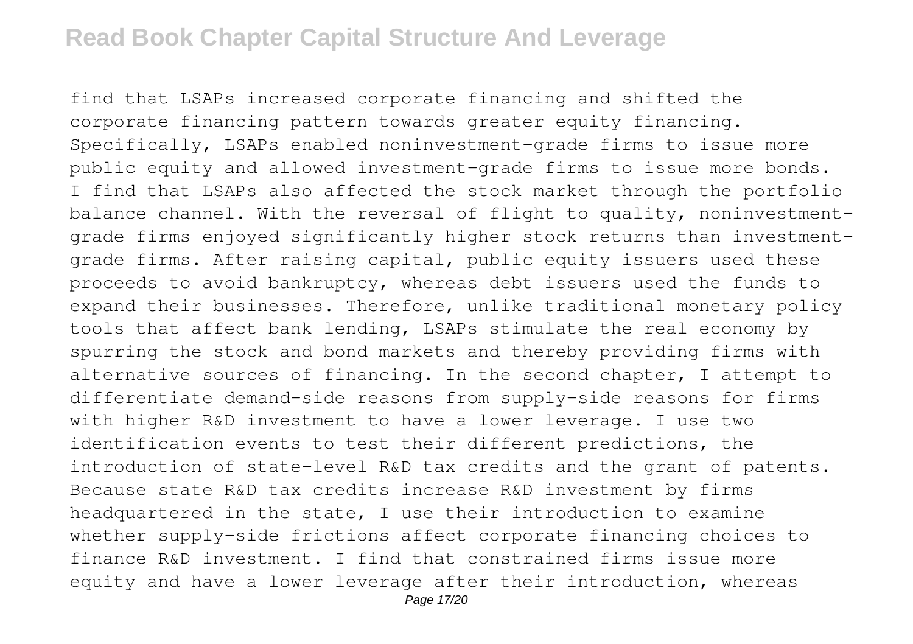find that LSAPs increased corporate financing and shifted the corporate financing pattern towards greater equity financing. Specifically, LSAPs enabled noninvestment-grade firms to issue more public equity and allowed investment-grade firms to issue more bonds. I find that LSAPs also affected the stock market through the portfolio balance channel. With the reversal of flight to quality, noninvestment-grade firms enjoyed significantly higher stock returns than investment-grade firms. After raising capital, public equity issuers used these proceeds to avoid bankruptcy, whereas debt issuers used the funds to expand their businesses. Therefore, unlike traditional monetary policy tools that affect bank lending, LSAPs stimulate the real economy by spurring the stock and bond markets and thereby providing firms with alternative sources of financing. In the second chapter, I attempt to differentiate demand-side reasons from supply-side reasons for firms with higher R&D investment to have a lower leverage. I use two identification events to test their different predictions, the introduction of state-level R&D tax credits and the grant of patents. Because state R&D tax credits increase R&D investment by firms headquartered in the state, I use their introduction to examine whether supply-side frictions affect corporate financing choices to finance R&D investment. I find that constrained firms issue more equity and have a lower leverage after their introduction, whereas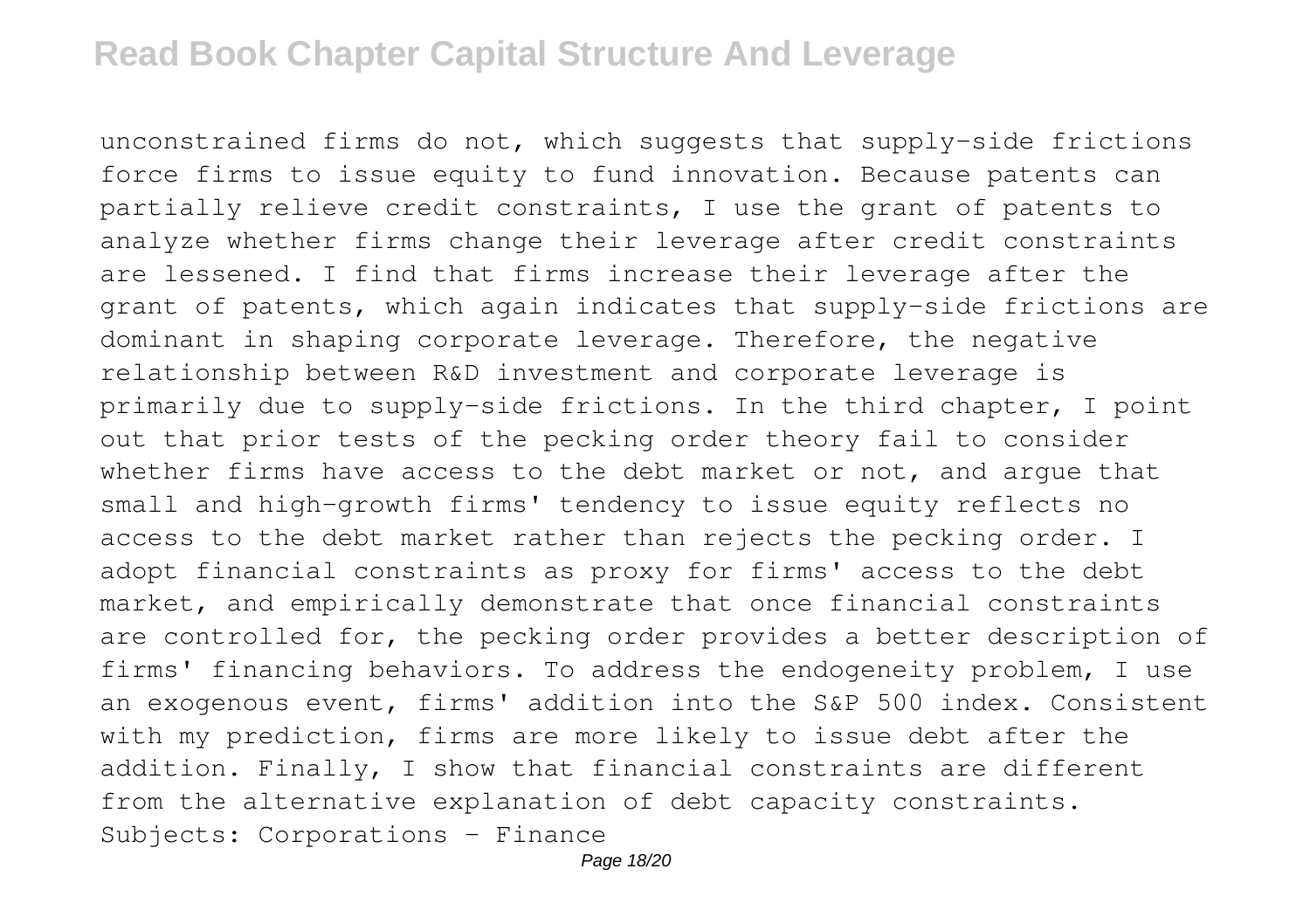unconstrained firms do not, which suggests that supply-side frictions force firms to issue equity to fund innovation. Because patents can partially relieve credit constraints, I use the grant of patents to analyze whether firms change their leverage after credit constraints are lessened. I find that firms increase their leverage after the grant of patents, which again indicates that supply-side frictions are dominant in shaping corporate leverage. Therefore, the negative relationship between R&D investment and corporate leverage is primarily due to supply-side frictions. In the third chapter, I point out that prior tests of the pecking order theory fail to consider whether firms have access to the debt market or not, and argue that small and high-growth firms' tendency to issue equity reflects no access to the debt market rather than rejects the pecking order. I adopt financial constraints as proxy for firms' access to the debt market, and empirically demonstrate that once financial constraints are controlled for, the pecking order provides a better description of firms' financing behaviors. To address the endogeneity problem, I use an exogenous event, firms' addition into the S&P 500 index. Consistent with my prediction, firms are more likely to issue debt after the addition. Finally, I show that financial constraints are different from the alternative explanation of debt capacity constraints.
Subjects: Corporations - Finance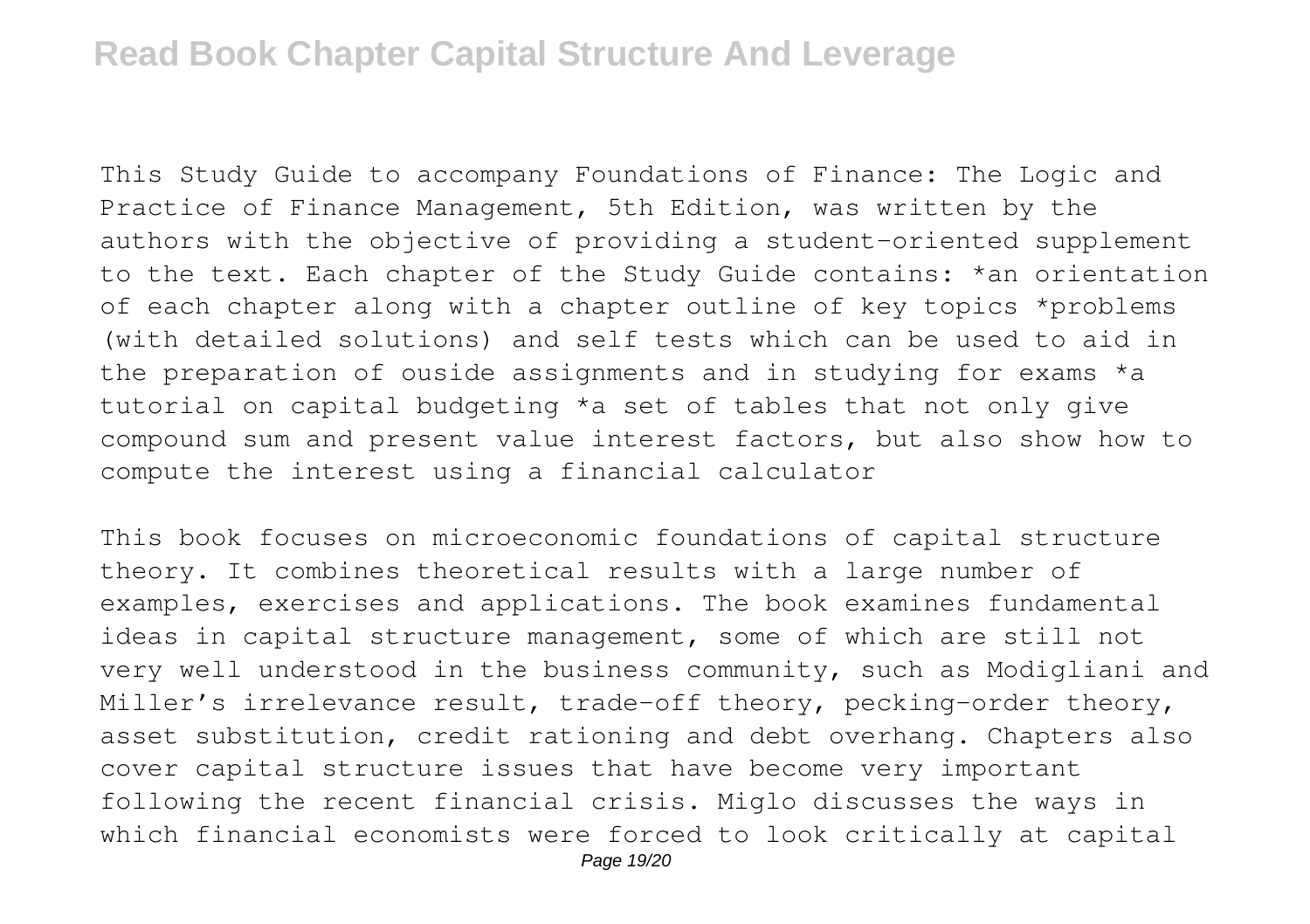This Study Guide to accompany Foundations of Finance: The Logic and Practice of Finance Management, 5th Edition, was written by the authors with the objective of providing a student-oriented supplement to the text. Each chapter of the Study Guide contains: *an orientation of each chapter along with a chapter outline of key topics *problems (with detailed solutions) and self tests which can be used to aid in the preparation of ouside assignments and in studying for exams *a tutorial on capital budgeting *a set of tables that not only give compound sum and present value interest factors, but also show how to compute the interest using a financial calculator

This book focuses on microeconomic foundations of capital structure theory. It combines theoretical results with a large number of examples, exercises and applications. The book examines fundamental ideas in capital structure management, some of which are still not very well understood in the business community, such as Modigliani and Miller's irrelevance result, trade-off theory, pecking-order theory, asset substitution, credit rationing and debt overhang. Chapters also cover capital structure issues that have become very important following the recent financial crisis. Miglo discusses the ways in which financial economists were forced to look critically at capital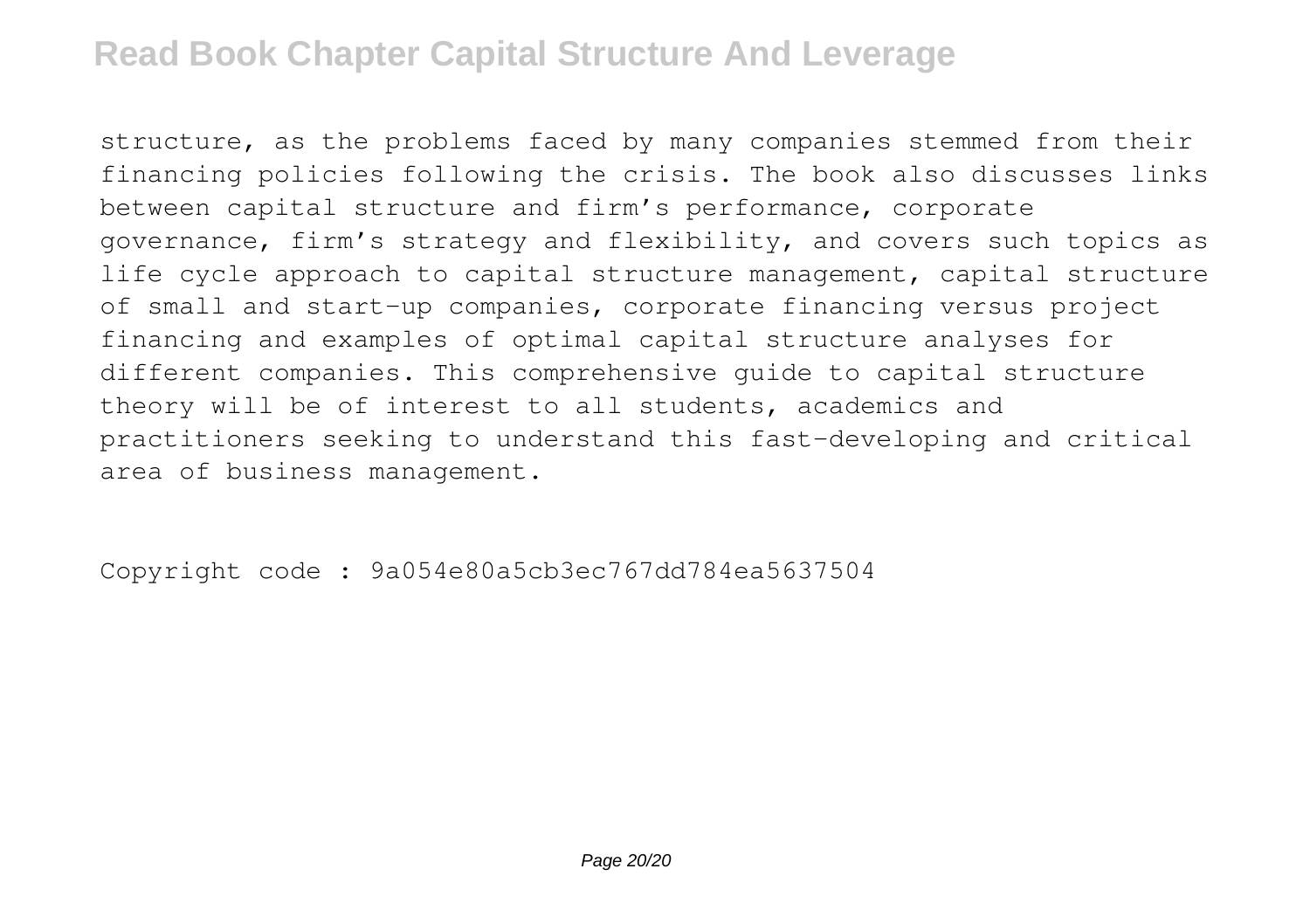structure, as the problems faced by many companies stemmed from their financing policies following the crisis. The book also discusses links between capital structure and firm's performance, corporate governance, firm's strategy and flexibility, and covers such topics as life cycle approach to capital structure management, capital structure of small and start-up companies, corporate financing versus project financing and examples of optimal capital structure analyses for different companies. This comprehensive guide to capital structure theory will be of interest to all students, academics and practitioners seeking to understand this fast-developing and critical area of business management.

Copyright code : 9a054e80a5cb3ec767dd784ea5637504